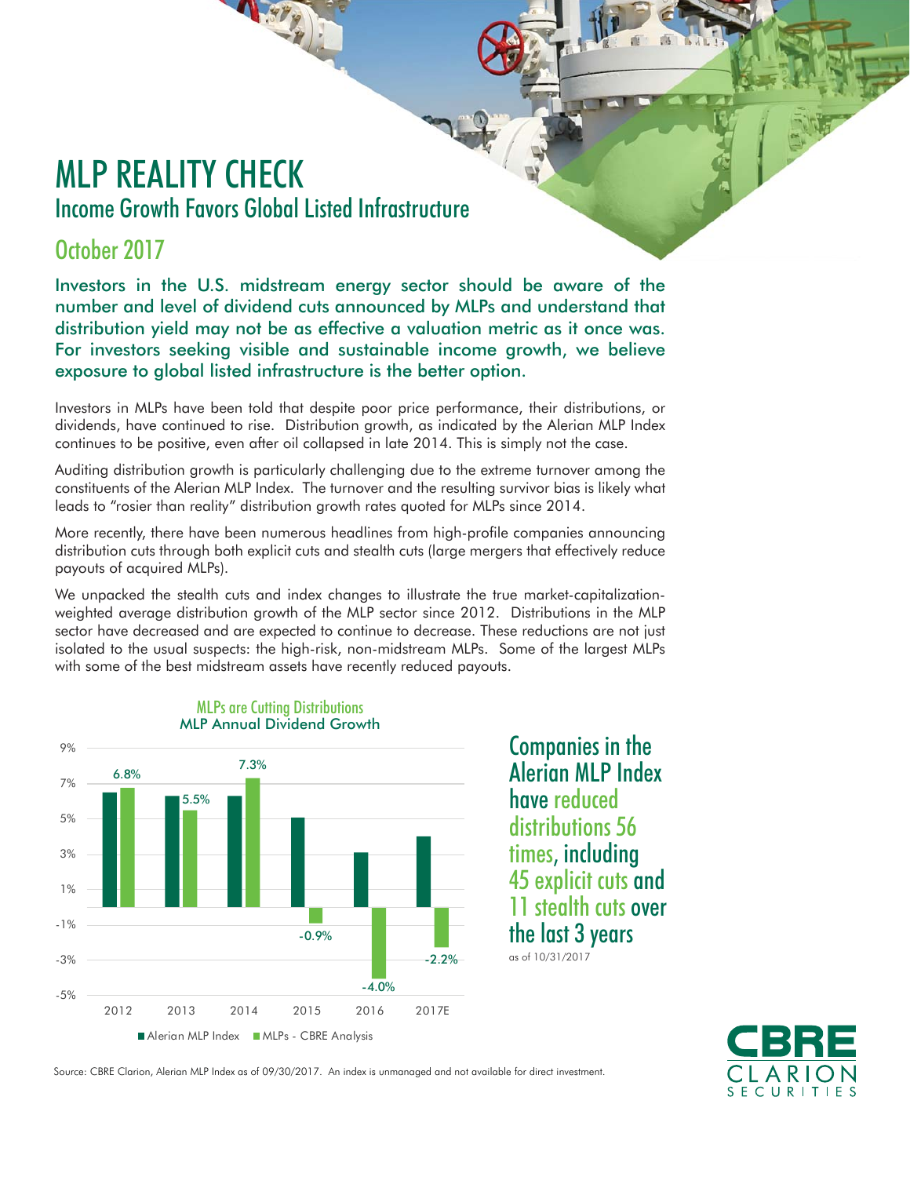# MLP REALITY CHECK

## Income Growth Favors Global Listed Infrastructure

## October 2017

**Investors in the U.S. midstream energy sector should be aware of the number and level of dividend cuts announced by MLPs and understand that distribution yield may not be as effective a valuation metric as it once was. For investors seeking visible and sustainable income growth, we believe exposure to global listed infrastructure is the better option.**

Investors in MLPs have been told that despite poor price performance, their distributions, or dividends, have continued to rise. Distribution growth, as indicated by the Alerian MLP Index continues to be positive, even after oil collapsed in late 2014. This is simply not the case.

Auditing distribution growth is particularly challenging due to the extreme turnover among the constituents of the Alerian MLP Index. The turnover and the resulting survivor bias is likely what leads to "rosier than reality" distribution growth rates quoted for MLPs since 2014.

More recently, there have been numerous headlines from high-profile companies announcing distribution cuts through both explicit cuts and stealth cuts (large mergers that effectively reduce payouts of acquired MLPs).

We unpacked the stealth cuts and index changes to illustrate the true market-capitalization-weighted average distribution growth of the MLP sector since 2012. Distributions in the MLP sector have decreased and are expected to continue to decrease. These reductions are not just isolated to the usual suspects: the high-risk, non-midstream MLPs. Some of the largest MLPs with some of the best midstream assets have recently reduced payouts.

**MLPs are Cutting Distributions**
**MLP Annual Dividend Growth**

| Year | Alerian MLP Index | MLPs - CBRE Analysis |
|---|---|---|
| 2012 | | 6.8% |
| 2013 | | 5.5% |
| 2014 | | 7.3% |
| 2015 | | -0.9% |
| 2016 | | -4.0% |
| 2017E | | -2.2% |

**Companies in the Alerian MLP Index have reduced distributions 56 times, including 45 explicit cuts and 11 stealth cuts over the last 3 years**

as of 10/31/2017

Source: CBRE Clarion, Alerian MLP Index as of 09/30/2017. An index is unmanaged and not available for direct investment.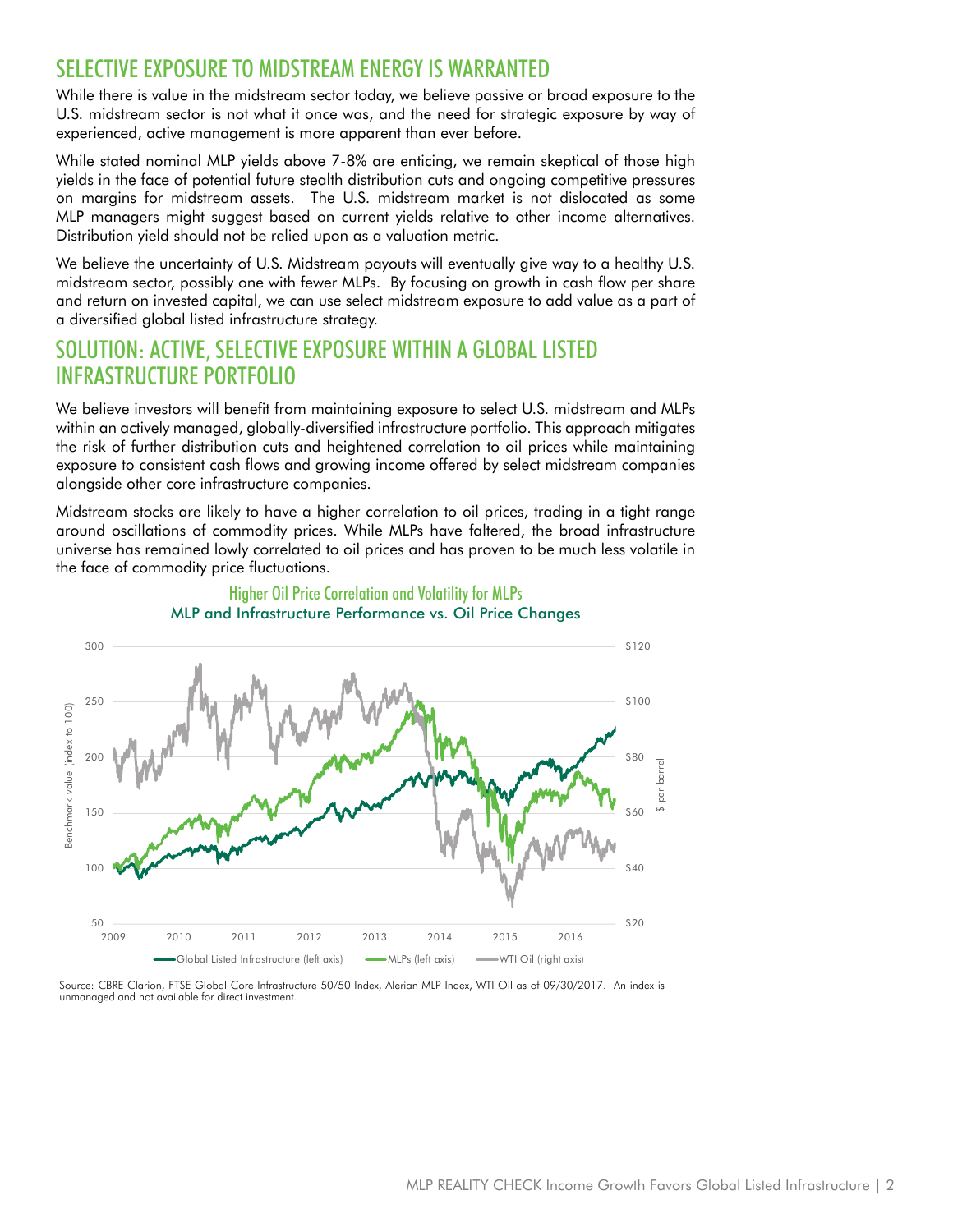## SELECTIVE EXPOSURE TO MIDSTREAM ENERGY IS WARRANTED

While there is value in the midstream sector today, we believe passive or broad exposure to the U.S. midstream sector is not what it once was, and the need for strategic exposure by way of experienced, active management is more apparent than ever before.

While stated nominal MLP yields above 7-8% are enticing, we remain skeptical of those high yields in the face of potential future stealth distribution cuts and ongoing competitive pressures on margins for midstream assets. The U.S. midstream market is not dislocated as some MLP managers might suggest based on current yields relative to other income alternatives. Distribution yield should not be relied upon as a valuation metric.

We believe the uncertainty of U.S. Midstream payouts will eventually give way to a healthy U.S. midstream sector, possibly one with fewer MLPs. By focusing on growth in cash flow per share and return on invested capital, we can use select midstream exposure to add value as a part of a diversified global listed infrastructure strategy.

## SOLUTION: ACTIVE, SELECTIVE EXPOSURE WITHIN A GLOBAL LISTED INFRASTRUCTURE PORTFOLIO

We believe investors will benefit from maintaining exposure to select U.S. midstream and MLPs within an actively managed, globally-diversified infrastructure portfolio. This approach mitigates the risk of further distribution cuts and heightened correlation to oil prices while maintaining exposure to consistent cash flows and growing income offered by select midstream companies alongside other core infrastructure companies.

Midstream stocks are likely to have a higher correlation to oil prices, trading in a tight range around oscillations of commodity prices. While MLPs have faltered, the broad infrastructure universe has remained lowly correlated to oil prices and has proven to be much less volatile in the face of commodity price fluctuations.

**Higher Oil Price Correlation and Volatility for MLPs**

**MLP and Infrastructure Performance vs. Oil Price Changes**

Source: CBRE Clarion, FTSE Global Core Infrastructure 50/50 Index, Alerian MLP Index, WTI Oil as of 09/30/2017. An index is unmanaged and not available for direct investment.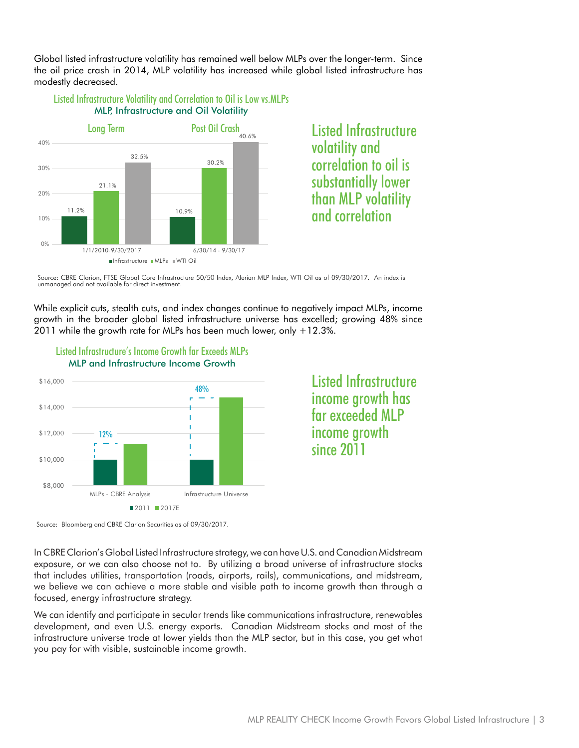Global listed infrastructure volatility has remained well below MLPs over the longer-term. Since the oil price crash in 2014, MLP volatility has increased while global listed infrastructure has modestly decreased.

**Listed Infrastructure Volatility and Correlation to Oil is Low vs.MLPs**
**MLP, Infrastructure and Oil Volatility**

| | Long Term (1/1/2010-9/30/2017) | Post Oil Crash (6/30/14 - 9/30/17) |
|---|---|---|
| Infrastructure | 11.2% | 10.9% |
| MLPs | 21.1% | 30.2% |
| WTI Oil | 32.5% | 40.6% |

## Listed Infrastructure volatility and correlation to oil is substantially lower than MLP volatility and correlation

Source: CBRE Clarion, FTSE Global Core Infrastructure 50/50 Index, Alerian MLP Index, WTI Oil as of 09/30/2017. An index is unmanaged and not available for direct investment.

While explicit cuts, stealth cuts, and index changes continue to negatively impact MLPs, income growth in the broader global listed infrastructure universe has excelled; growing 48% since 2011 while the growth rate for MLPs has been much lower, only +12.3%.

**Listed Infrastructure's Income Growth far Exceeds MLPs**
**MLP and Infrastructure Income Growth**

| | MLPs - CBRE Analysis | Infrastructure Universe |
|---|---|---|
| Growth 2011 to 2017E | 12% | 48% |

## Listed Infrastructure income growth has far exceeded MLP income growth since 2011

Source: Bloomberg and CBRE Clarion Securities as of 09/30/2017.

In CBRE Clarion's Global Listed Infrastructure strategy, we can have U.S. and Canadian Midstream exposure, or we can also choose not to. By utilizing a broad universe of infrastructure stocks that includes utilities, transportation (roads, airports, rails), communications, and midstream, we believe we can achieve a more stable and visible path to income growth than through a focused, energy infrastructure strategy.

We can identify and participate in secular trends like communications infrastructure, renewables development, and even U.S. energy exports. Canadian Midstream stocks and most of the infrastructure universe trade at lower yields than the MLP sector, but in this case, you get what you pay for with visible, sustainable income growth.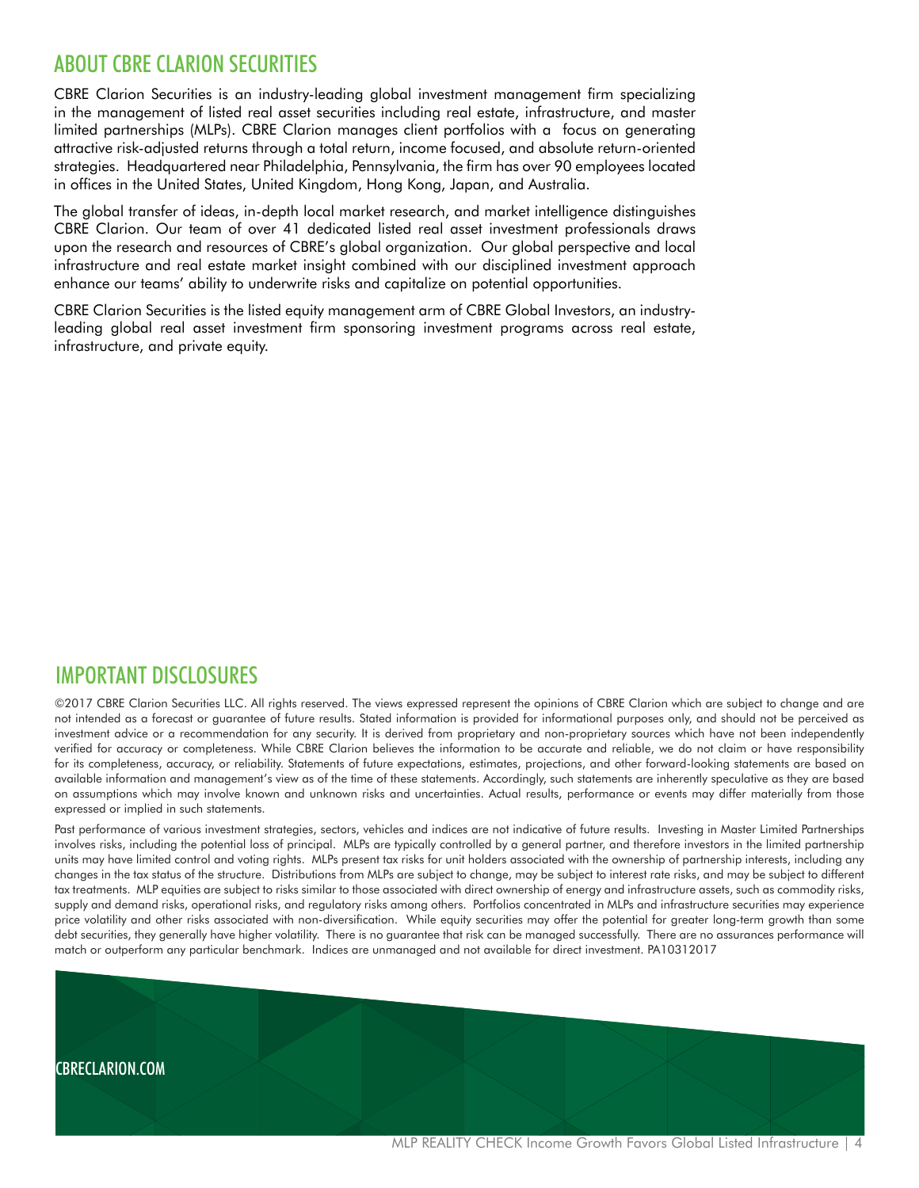## ABOUT CBRE CLARION SECURITIES

CBRE Clarion Securities is an industry-leading global investment management firm specializing in the management of listed real asset securities including real estate, infrastructure, and master limited partnerships (MLPs). CBRE Clarion manages client portfolios with a focus on generating attractive risk-adjusted returns through a total return, income focused, and absolute return-oriented strategies. Headquartered near Philadelphia, Pennsylvania, the firm has over 90 employees located in offices in the United States, United Kingdom, Hong Kong, Japan, and Australia.

The global transfer of ideas, in-depth local market research, and market intelligence distinguishes CBRE Clarion. Our team of over 41 dedicated listed real asset investment professionals draws upon the research and resources of CBRE's global organization. Our global perspective and local infrastructure and real estate market insight combined with our disciplined investment approach enhance our teams' ability to underwrite risks and capitalize on potential opportunities.

CBRE Clarion Securities is the listed equity management arm of CBRE Global Investors, an industry-leading global real asset investment firm sponsoring investment programs across real estate, infrastructure, and private equity.

## IMPORTANT DISCLOSURES

©2017 CBRE Clarion Securities LLC. All rights reserved. The views expressed represent the opinions of CBRE Clarion which are subject to change and are not intended as a forecast or guarantee of future results. Stated information is provided for informational purposes only, and should not be perceived as investment advice or a recommendation for any security. It is derived from proprietary and non-proprietary sources which have not been independently verified for accuracy or completeness. While CBRE Clarion believes the information to be accurate and reliable, we do not claim or have responsibility for its completeness, accuracy, or reliability. Statements of future expectations, estimates, projections, and other forward-looking statements are based on available information and management's view as of the time of these statements. Accordingly, such statements are inherently speculative as they are based on assumptions which may involve known and unknown risks and uncertainties. Actual results, performance or events may differ materially from those expressed or implied in such statements.

Past performance of various investment strategies, sectors, vehicles and indices are not indicative of future results. Investing in Master Limited Partnerships involves risks, including the potential loss of principal. MLPs are typically controlled by a general partner, and therefore investors in the limited partnership units may have limited control and voting rights. MLPs present tax risks for unit holders associated with the ownership of partnership interests, including any changes in the tax status of the structure. Distributions from MLPs are subject to change, may be subject to interest rate risks, and may be subject to different tax treatments. MLP equities are subject to risks similar to those associated with direct ownership of energy and infrastructure assets, such as commodity risks, supply and demand risks, operational risks, and regulatory risks among others. Portfolios concentrated in MLPs and infrastructure securities may experience price volatility and other risks associated with non-diversification. While equity securities may offer the potential for greater long-term growth than some debt securities, they generally have higher volatility. There is no guarantee that risk can be managed successfully. There are no assurances performance will match or outperform any particular benchmark. Indices are unmanaged and not available for direct investment. PA10312017

CBRECLARION.COM